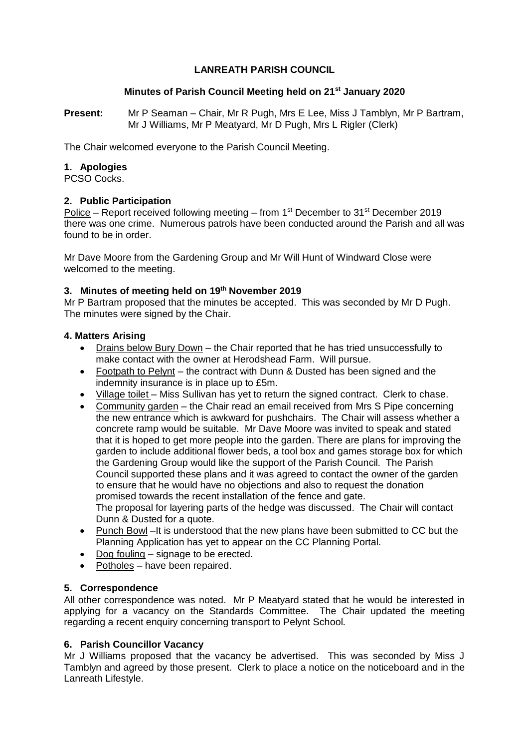# LANREATH PARISH COUNCIL

## Minutes of Parish Council Meeting held on 21st January 2020

**Present:** Mr P Seaman – Chair, Mr R Pugh, Mrs E Lee, Miss J Tamblyn, Mr P Bartram, Mr J Williams, Mr P Meatyard, Mr D Pugh, Mrs L Rigler (Clerk)

The Chair welcomed everyone to the Parish Council Meeting.

### 1. Apologies

PCSO Cocks.

### 2. Public Participation

Police – Report received following meeting – from 1st December to 31st December 2019 there was one crime. Numerous patrols have been conducted around the Parish and all was found to be in order.

Mr Dave Moore from the Gardening Group and Mr Will Hunt of Windward Close were welcomed to the meeting.

### 3. Minutes of meeting held on 19th November 2019

Mr P Bartram proposed that the minutes be accepted. This was seconded by Mr D Pugh. The minutes were signed by the Chair.

### 4. Matters Arising

- Drains below Bury Down – the Chair reported that he has tried unsuccessfully to make contact with the owner at Herodshead Farm. Will pursue.
- Footpath to Pelynt – the contract with Dunn & Dusted has been signed and the indemnity insurance is in place up to £5m.
- Village toilet – Miss Sullivan has yet to return the signed contract. Clerk to chase.
- Community garden – the Chair read an email received from Mrs S Pipe concerning the new entrance which is awkward for pushchairs. The Chair will assess whether a concrete ramp would be suitable. Mr Dave Moore was invited to speak and stated that it is hoped to get more people into the garden. There are plans for improving the garden to include additional flower beds, a tool box and games storage box for which the Gardening Group would like the support of the Parish Council. The Parish Council supported these plans and it was agreed to contact the owner of the garden to ensure that he would have no objections and also to request the donation promised towards the recent installation of the fence and gate.
  The proposal for layering parts of the hedge was discussed. The Chair will contact Dunn & Dusted for a quote.
- Punch Bowl –It is understood that the new plans have been submitted to CC but the Planning Application has yet to appear on the CC Planning Portal.
- Dog fouling – signage to be erected.
- Potholes – have been repaired.

### 5. Correspondence

All other correspondence was noted. Mr P Meatyard stated that he would be interested in applying for a vacancy on the Standards Committee. The Chair updated the meeting regarding a recent enquiry concerning transport to Pelynt School.

### 6. Parish Councillor Vacancy

Mr J Williams proposed that the vacancy be advertised. This was seconded by Miss J Tamblyn and agreed by those present. Clerk to place a notice on the noticeboard and in the Lanreath Lifestyle.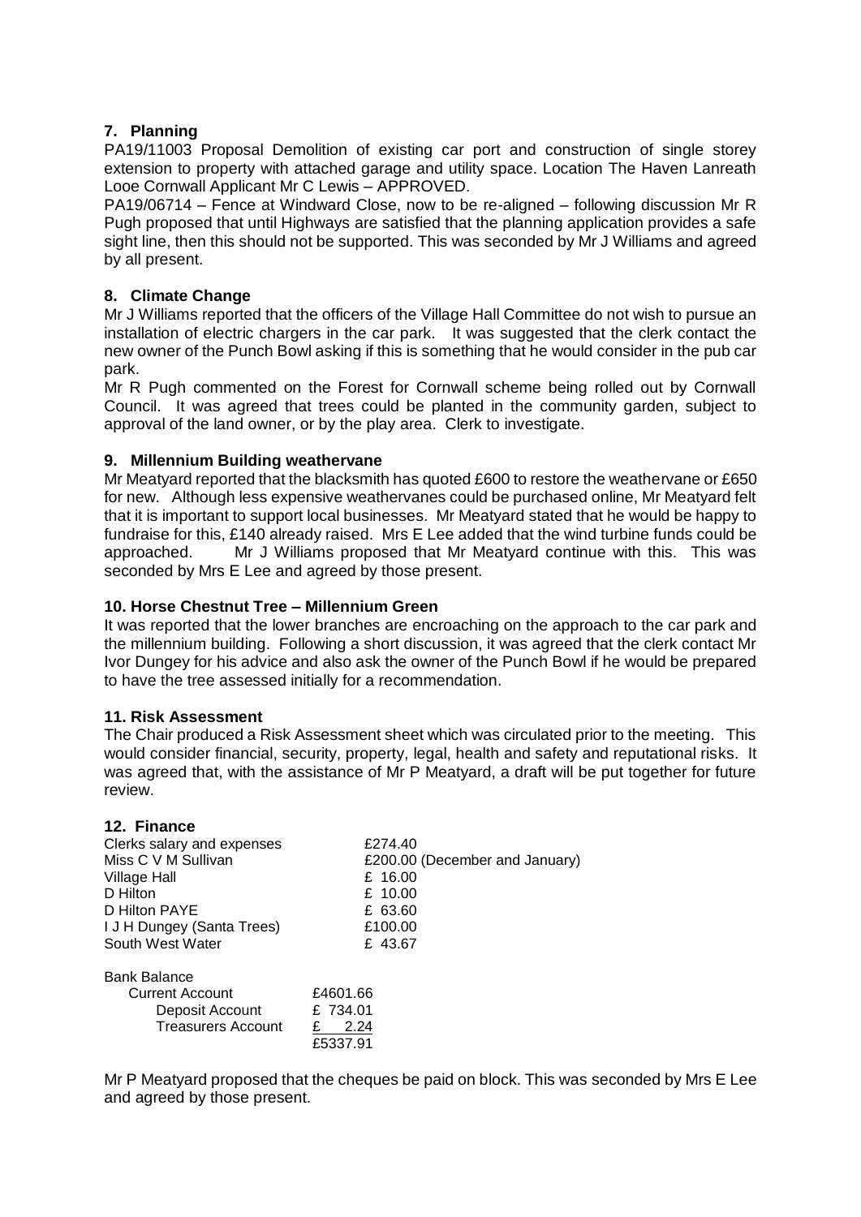## 7. Planning

PA19/11003 Proposal Demolition of existing car port and construction of single storey extension to property with attached garage and utility space. Location The Haven Lanreath Looe Cornwall Applicant Mr C Lewis – APPROVED.

PA19/06714 – Fence at Windward Close, now to be re-aligned – following discussion Mr R Pugh proposed that until Highways are satisfied that the planning application provides a safe sight line, then this should not be supported. This was seconded by Mr J Williams and agreed by all present.

## 8. Climate Change

Mr J Williams reported that the officers of the Village Hall Committee do not wish to pursue an installation of electric chargers in the car park. It was suggested that the clerk contact the new owner of the Punch Bowl asking if this is something that he would consider in the pub car park.

Mr R Pugh commented on the Forest for Cornwall scheme being rolled out by Cornwall Council. It was agreed that trees could be planted in the community garden, subject to approval of the land owner, or by the play area. Clerk to investigate.

## 9. Millennium Building weathervane

Mr Meatyard reported that the blacksmith has quoted £600 to restore the weathervane or £650 for new. Although less expensive weathervanes could be purchased online, Mr Meatyard felt that it is important to support local businesses. Mr Meatyard stated that he would be happy to fundraise for this, £140 already raised. Mrs E Lee added that the wind turbine funds could be approached. Mr J Williams proposed that Mr Meatyard continue with this. This was seconded by Mrs E Lee and agreed by those present.

## 10. Horse Chestnut Tree – Millennium Green

It was reported that the lower branches are encroaching on the approach to the car park and the millennium building. Following a short discussion, it was agreed that the clerk contact Mr Ivor Dungey for his advice and also ask the owner of the Punch Bowl if he would be prepared to have the tree assessed initially for a recommendation.

## 11. Risk Assessment

The Chair produced a Risk Assessment sheet which was circulated prior to the meeting. This would consider financial, security, property, legal, health and safety and reputational risks. It was agreed that, with the assistance of Mr P Meatyard, a draft will be put together for future review.

## 12. Finance

| | |
|---|---|
| Clerks salary and expenses | £274.40 |
| Miss C V M Sullivan | £200.00 (December and January) |
| Village Hall | £ 16.00 |
| D Hilton | £ 10.00 |
| D Hilton PAYE | £ 63.60 |
| I J H Dungey (Santa Trees) | £100.00 |
| South West Water | £ 43.67 |

Bank Balance

| | |
|---|---|
| Current Account | £4601.66 |
| Deposit Account | £ 734.01 |
| Treasurers Account | £ 2.24 |
| | £5337.91 |

Mr P Meatyard proposed that the cheques be paid on block. This was seconded by Mrs E Lee and agreed by those present.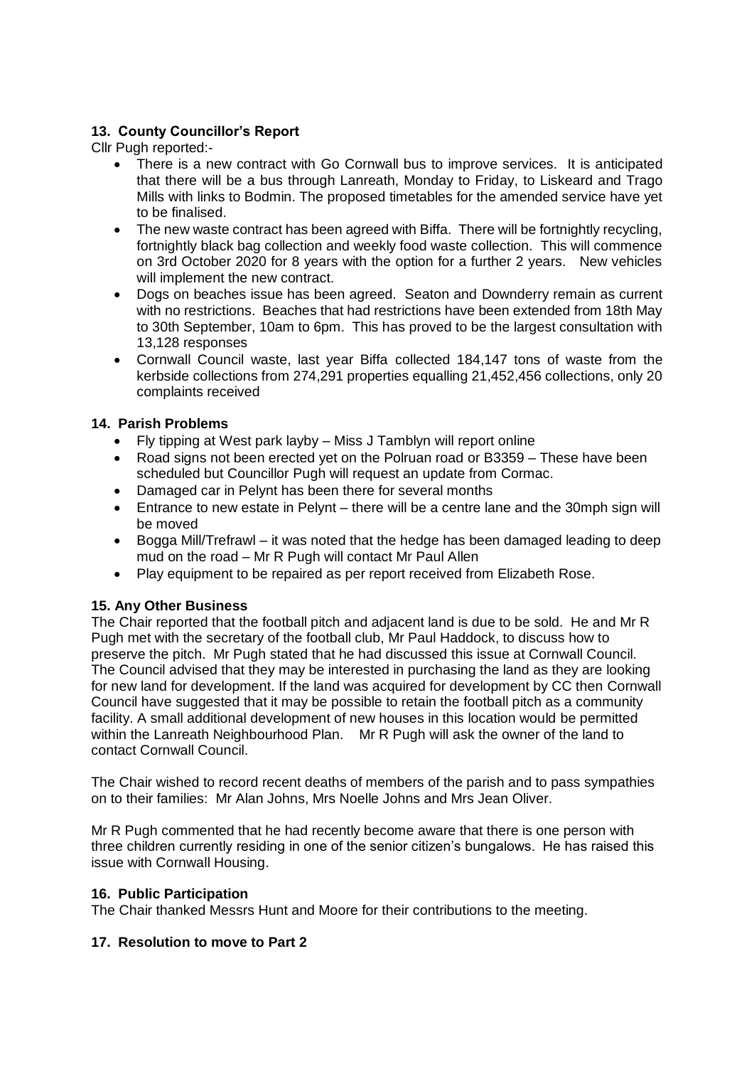### 13. County Councillor's Report

Cllr Pugh reported:-

- There is a new contract with Go Cornwall bus to improve services. It is anticipated that there will be a bus through Lanreath, Monday to Friday, to Liskeard and Trago Mills with links to Bodmin. The proposed timetables for the amended service have yet to be finalised.
- The new waste contract has been agreed with Biffa. There will be fortnightly recycling, fortnightly black bag collection and weekly food waste collection. This will commence on 3rd October 2020 for 8 years with the option for a further 2 years. New vehicles will implement the new contract.
- Dogs on beaches issue has been agreed. Seaton and Downderry remain as current with no restrictions. Beaches that had restrictions have been extended from 18th May to 30th September, 10am to 6pm. This has proved to be the largest consultation with 13,128 responses
- Cornwall Council waste, last year Biffa collected 184,147 tons of waste from the kerbside collections from 274,291 properties equalling 21,452,456 collections, only 20 complaints received

### 14. Parish Problems

- Fly tipping at West park layby – Miss J Tamblyn will report online
- Road signs not been erected yet on the Polruan road or B3359 – These have been scheduled but Councillor Pugh will request an update from Cormac.
- Damaged car in Pelynt has been there for several months
- Entrance to new estate in Pelynt – there will be a centre lane and the 30mph sign will be moved
- Bogga Mill/Trefrawl – it was noted that the hedge has been damaged leading to deep mud on the road – Mr R Pugh will contact Mr Paul Allen
- Play equipment to be repaired as per report received from Elizabeth Rose.

### 15. Any Other Business

The Chair reported that the football pitch and adjacent land is due to be sold. He and Mr R Pugh met with the secretary of the football club, Mr Paul Haddock, to discuss how to preserve the pitch. Mr Pugh stated that he had discussed this issue at Cornwall Council. The Council advised that they may be interested in purchasing the land as they are looking for new land for development. If the land was acquired for development by CC then Cornwall Council have suggested that it may be possible to retain the football pitch as a community facility. A small additional development of new houses in this location would be permitted within the Lanreath Neighbourhood Plan. Mr R Pugh will ask the owner of the land to contact Cornwall Council.

The Chair wished to record recent deaths of members of the parish and to pass sympathies on to their families: Mr Alan Johns, Mrs Noelle Johns and Mrs Jean Oliver.

Mr R Pugh commented that he had recently become aware that there is one person with three children currently residing in one of the senior citizen's bungalows. He has raised this issue with Cornwall Housing.

### 16. Public Participation

The Chair thanked Messrs Hunt and Moore for their contributions to the meeting.

### 17. Resolution to move to Part 2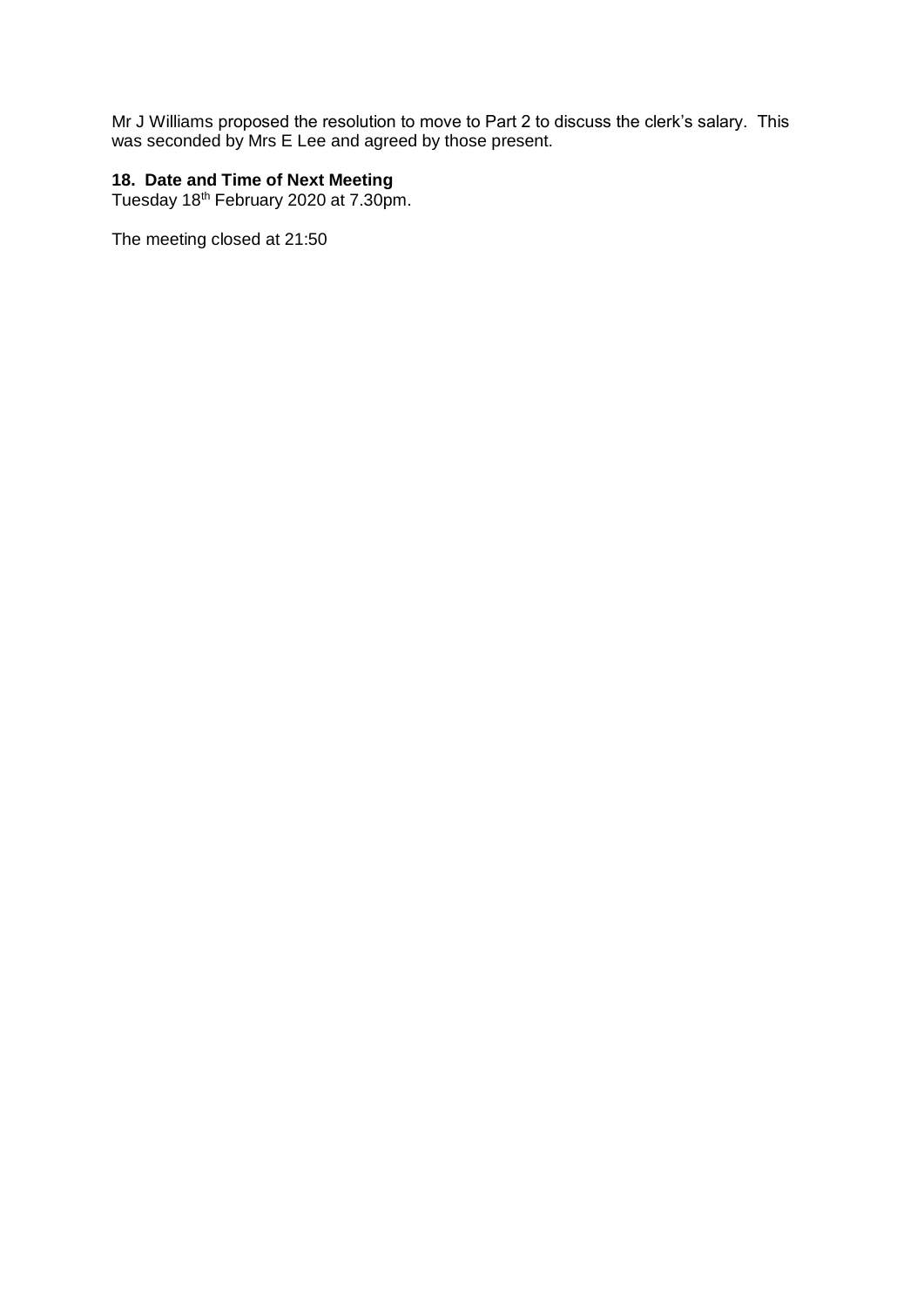Mr J Williams proposed the resolution to move to Part 2 to discuss the clerk's salary. This was seconded by Mrs E Lee and agreed by those present.

**18. Date and Time of Next Meeting**

Tuesday 18th February 2020 at 7.30pm.

The meeting closed at 21:50